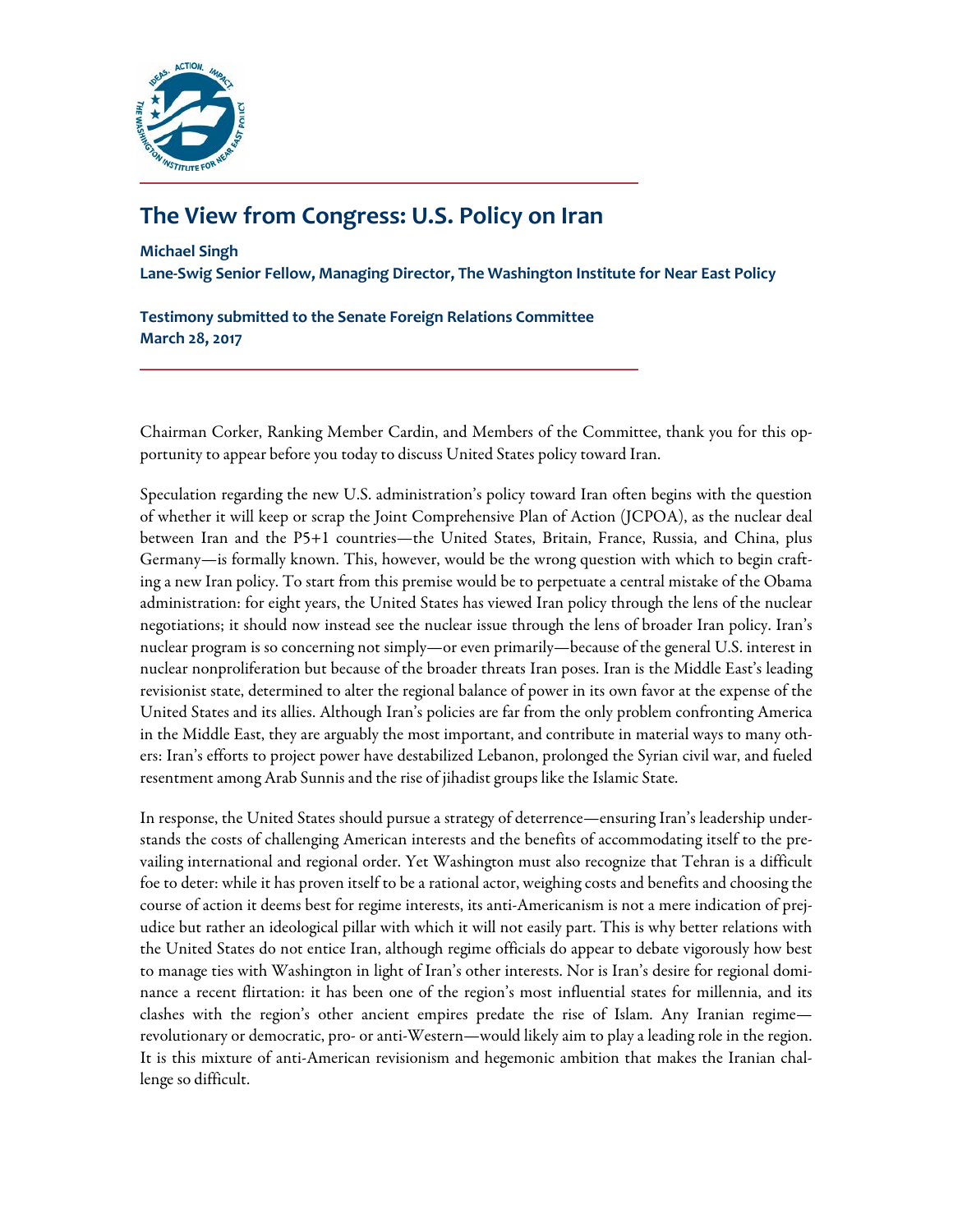# The View from Congress: U.S. Policy on Iran

**Michael Singh**
**Lane-Swig Senior Fellow, Managing Director, The Washington Institute for Near East Policy**

**Testimony submitted to the Senate Foreign Relations Committee**
**March 28, 2017**

Chairman Corker, Ranking Member Cardin, and Members of the Committee, thank you for this opportunity to appear before you today to discuss United States policy toward Iran.

Speculation regarding the new U.S. administration's policy toward Iran often begins with the question of whether it will keep or scrap the Joint Comprehensive Plan of Action (JCPOA), as the nuclear deal between Iran and the P5+1 countries—the United States, Britain, France, Russia, and China, plus Germany—is formally known. This, however, would be the wrong question with which to begin crafting a new Iran policy. To start from this premise would be to perpetuate a central mistake of the Obama administration: for eight years, the United States has viewed Iran policy through the lens of the nuclear negotiations; it should now instead see the nuclear issue through the lens of broader Iran policy. Iran's nuclear program is so concerning not simply—or even primarily—because of the general U.S. interest in nuclear nonproliferation but because of the broader threats Iran poses. Iran is the Middle East's leading revisionist state, determined to alter the regional balance of power in its own favor at the expense of the United States and its allies. Although Iran's policies are far from the only problem confronting America in the Middle East, they are arguably the most important, and contribute in material ways to many others: Iran's efforts to project power have destabilized Lebanon, prolonged the Syrian civil war, and fueled resentment among Arab Sunnis and the rise of jihadist groups like the Islamic State.

In response, the United States should pursue a strategy of deterrence—ensuring Iran's leadership understands the costs of challenging American interests and the benefits of accommodating itself to the prevailing international and regional order. Yet Washington must also recognize that Tehran is a difficult foe to deter: while it has proven itself to be a rational actor, weighing costs and benefits and choosing the course of action it deems best for regime interests, its anti-Americanism is not a mere indication of prejudice but rather an ideological pillar with which it will not easily part. This is why better relations with the United States do not entice Iran, although regime officials do appear to debate vigorously how best to manage ties with Washington in light of Iran's other interests. Nor is Iran's desire for regional dominance a recent flirtation: it has been one of the region's most influential states for millennia, and its clashes with the region's other ancient empires predate the rise of Islam. Any Iranian regime—revolutionary or democratic, pro- or anti-Western—would likely aim to play a leading role in the region. It is this mixture of anti-American revisionism and hegemonic ambition that makes the Iranian challenge so difficult.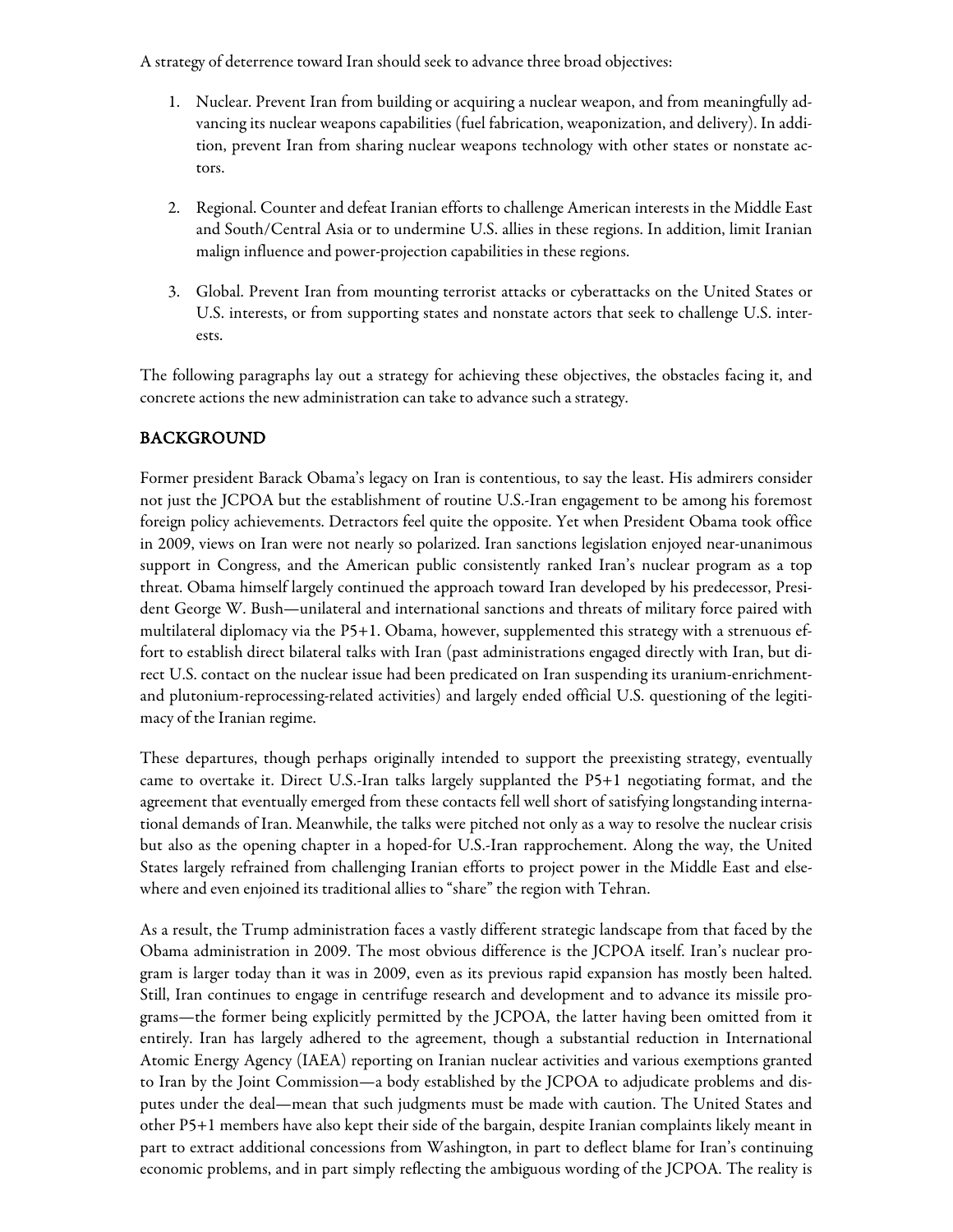A strategy of deterrence toward Iran should seek to advance three broad objectives:

1. Nuclear. Prevent Iran from building or acquiring a nuclear weapon, and from meaningfully advancing its nuclear weapons capabilities (fuel fabrication, weaponization, and delivery). In addition, prevent Iran from sharing nuclear weapons technology with other states or nonstate actors.

2. Regional. Counter and defeat Iranian efforts to challenge American interests in the Middle East and South/Central Asia or to undermine U.S. allies in these regions. In addition, limit Iranian malign influence and power-projection capabilities in these regions.

3. Global. Prevent Iran from mounting terrorist attacks or cyberattacks on the United States or U.S. interests, or from supporting states and nonstate actors that seek to challenge U.S. interests.

The following paragraphs lay out a strategy for achieving these objectives, the obstacles facing it, and concrete actions the new administration can take to advance such a strategy.

## BACKGROUND

Former president Barack Obama's legacy on Iran is contentious, to say the least. His admirers consider not just the JCPOA but the establishment of routine U.S.-Iran engagement to be among his foremost foreign policy achievements. Detractors feel quite the opposite. Yet when President Obama took office in 2009, views on Iran were not nearly so polarized. Iran sanctions legislation enjoyed near-unanimous support in Congress, and the American public consistently ranked Iran's nuclear program as a top threat. Obama himself largely continued the approach toward Iran developed by his predecessor, President George W. Bush—unilateral and international sanctions and threats of military force paired with multilateral diplomacy via the P5+1. Obama, however, supplemented this strategy with a strenuous effort to establish direct bilateral talks with Iran (past administrations engaged directly with Iran, but direct U.S. contact on the nuclear issue had been predicated on Iran suspending its uranium-enrichment- and plutonium-reprocessing-related activities) and largely ended official U.S. questioning of the legitimacy of the Iranian regime.

These departures, though perhaps originally intended to support the preexisting strategy, eventually came to overtake it. Direct U.S.-Iran talks largely supplanted the P5+1 negotiating format, and the agreement that eventually emerged from these contacts fell well short of satisfying longstanding international demands of Iran. Meanwhile, the talks were pitched not only as a way to resolve the nuclear crisis but also as the opening chapter in a hoped-for U.S.-Iran rapprochement. Along the way, the United States largely refrained from challenging Iranian efforts to project power in the Middle East and elsewhere and even enjoined its traditional allies to "share" the region with Tehran.

As a result, the Trump administration faces a vastly different strategic landscape from that faced by the Obama administration in 2009. The most obvious difference is the JCPOA itself. Iran's nuclear program is larger today than it was in 2009, even as its previous rapid expansion has mostly been halted. Still, Iran continues to engage in centrifuge research and development and to advance its missile programs—the former being explicitly permitted by the JCPOA, the latter having been omitted from it entirely. Iran has largely adhered to the agreement, though a substantial reduction in International Atomic Energy Agency (IAEA) reporting on Iranian nuclear activities and various exemptions granted to Iran by the Joint Commission—a body established by the JCPOA to adjudicate problems and disputes under the deal—mean that such judgments must be made with caution. The United States and other P5+1 members have also kept their side of the bargain, despite Iranian complaints likely meant in part to extract additional concessions from Washington, in part to deflect blame for Iran's continuing economic problems, and in part simply reflecting the ambiguous wording of the JCPOA. The reality is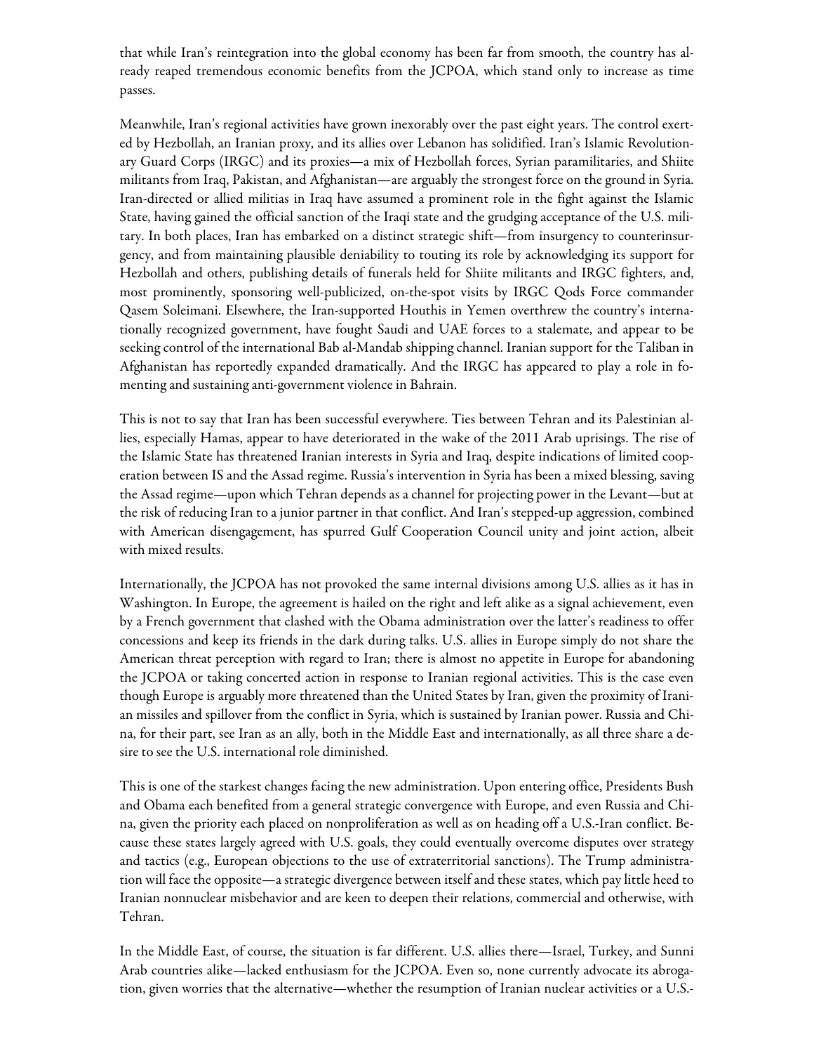that while Iran's reintegration into the global economy has been far from smooth, the country has already reaped tremendous economic benefits from the JCPOA, which stand only to increase as time passes.

Meanwhile, Iran's regional activities have grown inexorably over the past eight years. The control exerted by Hezbollah, an Iranian proxy, and its allies over Lebanon has solidified. Iran's Islamic Revolutionary Guard Corps (IRGC) and its proxies—a mix of Hezbollah forces, Syrian paramilitaries, and Shiite militants from Iraq, Pakistan, and Afghanistan—are arguably the strongest force on the ground in Syria. Iran-directed or allied militias in Iraq have assumed a prominent role in the fight against the Islamic State, having gained the official sanction of the Iraqi state and the grudging acceptance of the U.S. military. In both places, Iran has embarked on a distinct strategic shift—from insurgency to counterinsurgency, and from maintaining plausible deniability to touting its role by acknowledging its support for Hezbollah and others, publishing details of funerals held for Shiite militants and IRGC fighters, and, most prominently, sponsoring well-publicized, on-the-spot visits by IRGC Qods Force commander Qasem Soleimani. Elsewhere, the Iran-supported Houthis in Yemen overthrew the country's internationally recognized government, have fought Saudi and UAE forces to a stalemate, and appear to be seeking control of the international Bab al-Mandab shipping channel. Iranian support for the Taliban in Afghanistan has reportedly expanded dramatically. And the IRGC has appeared to play a role in fomenting and sustaining anti-government violence in Bahrain.

This is not to say that Iran has been successful everywhere. Ties between Tehran and its Palestinian allies, especially Hamas, appear to have deteriorated in the wake of the 2011 Arab uprisings. The rise of the Islamic State has threatened Iranian interests in Syria and Iraq, despite indications of limited cooperation between IS and the Assad regime. Russia's intervention in Syria has been a mixed blessing, saving the Assad regime—upon which Tehran depends as a channel for projecting power in the Levant—but at the risk of reducing Iran to a junior partner in that conflict. And Iran's stepped-up aggression, combined with American disengagement, has spurred Gulf Cooperation Council unity and joint action, albeit with mixed results.

Internationally, the JCPOA has not provoked the same internal divisions among U.S. allies as it has in Washington. In Europe, the agreement is hailed on the right and left alike as a signal achievement, even by a French government that clashed with the Obama administration over the latter's readiness to offer concessions and keep its friends in the dark during talks. U.S. allies in Europe simply do not share the American threat perception with regard to Iran; there is almost no appetite in Europe for abandoning the JCPOA or taking concerted action in response to Iranian regional activities. This is the case even though Europe is arguably more threatened than the United States by Iran, given the proximity of Iranian missiles and spillover from the conflict in Syria, which is sustained by Iranian power. Russia and China, for their part, see Iran as an ally, both in the Middle East and internationally, as all three share a desire to see the U.S. international role diminished.

This is one of the starkest changes facing the new administration. Upon entering office, Presidents Bush and Obama each benefited from a general strategic convergence with Europe, and even Russia and China, given the priority each placed on nonproliferation as well as on heading off a U.S.-Iran conflict. Because these states largely agreed with U.S. goals, they could eventually overcome disputes over strategy and tactics (e.g., European objections to the use of extraterritorial sanctions). The Trump administration will face the opposite—a strategic divergence between itself and these states, which pay little heed to Iranian nonnuclear misbehavior and are keen to deepen their relations, commercial and otherwise, with Tehran.

In the Middle East, of course, the situation is far different. U.S. allies there—Israel, Turkey, and Sunni Arab countries alike—lacked enthusiasm for the JCPOA. Even so, none currently advocate its abrogation, given worries that the alternative—whether the resumption of Iranian nuclear activities or a U.S.-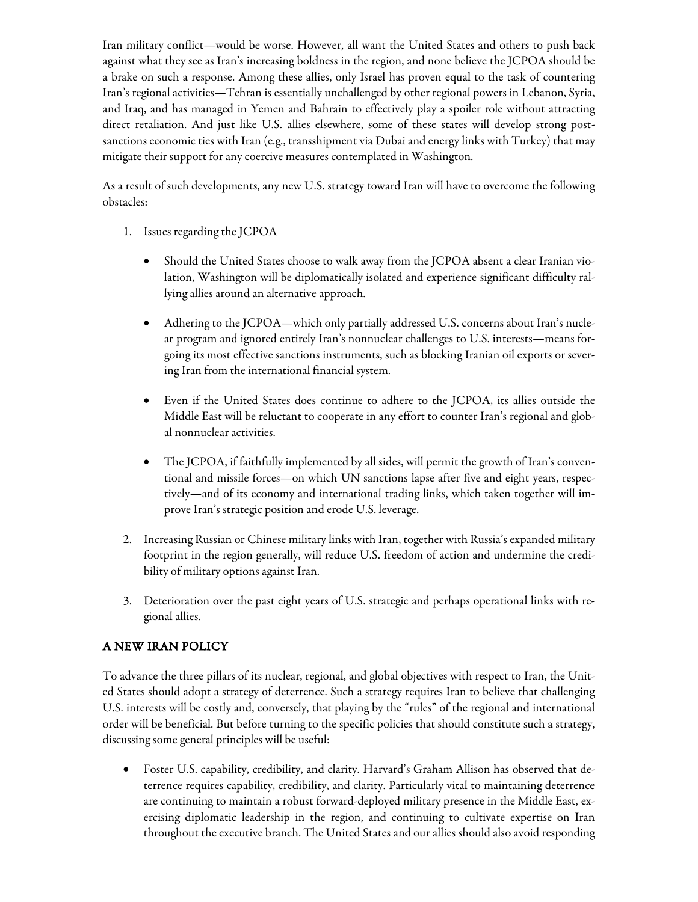Iran military conflict—would be worse. However, all want the United States and others to push back against what they see as Iran's increasing boldness in the region, and none believe the JCPOA should be a brake on such a response. Among these allies, only Israel has proven equal to the task of countering Iran's regional activities—Tehran is essentially unchallenged by other regional powers in Lebanon, Syria, and Iraq, and has managed in Yemen and Bahrain to effectively play a spoiler role without attracting direct retaliation. And just like U.S. allies elsewhere, some of these states will develop strong post-sanctions economic ties with Iran (e.g., transshipment via Dubai and energy links with Turkey) that may mitigate their support for any coercive measures contemplated in Washington.

As a result of such developments, any new U.S. strategy toward Iran will have to overcome the following obstacles:

1. Issues regarding the JCPOA
   - Should the United States choose to walk away from the JCPOA absent a clear Iranian violation, Washington will be diplomatically isolated and experience significant difficulty rallying allies around an alternative approach.
   - Adhering to the JCPOA—which only partially addressed U.S. concerns about Iran's nuclear program and ignored entirely Iran's nonnuclear challenges to U.S. interests—means forgoing its most effective sanctions instruments, such as blocking Iranian oil exports or severing Iran from the international financial system.
   - Even if the United States does continue to adhere to the JCPOA, its allies outside the Middle East will be reluctant to cooperate in any effort to counter Iran's regional and global nonnuclear activities.
   - The JCPOA, if faithfully implemented by all sides, will permit the growth of Iran's conventional and missile forces—on which UN sanctions lapse after five and eight years, respectively—and of its economy and international trading links, which taken together will improve Iran's strategic position and erode U.S. leverage.
2. Increasing Russian or Chinese military links with Iran, together with Russia's expanded military footprint in the region generally, will reduce U.S. freedom of action and undermine the credibility of military options against Iran.
3. Deterioration over the past eight years of U.S. strategic and perhaps operational links with regional allies.

## A NEW IRAN POLICY

To advance the three pillars of its nuclear, regional, and global objectives with respect to Iran, the United States should adopt a strategy of deterrence. Such a strategy requires Iran to believe that challenging U.S. interests will be costly and, conversely, that playing by the "rules" of the regional and international order will be beneficial. But before turning to the specific policies that should constitute such a strategy, discussing some general principles will be useful:

- Foster U.S. capability, credibility, and clarity. Harvard's Graham Allison has observed that deterrence requires capability, credibility, and clarity. Particularly vital to maintaining deterrence are continuing to maintain a robust forward-deployed military presence in the Middle East, exercising diplomatic leadership in the region, and continuing to cultivate expertise on Iran throughout the executive branch. The United States and our allies should also avoid responding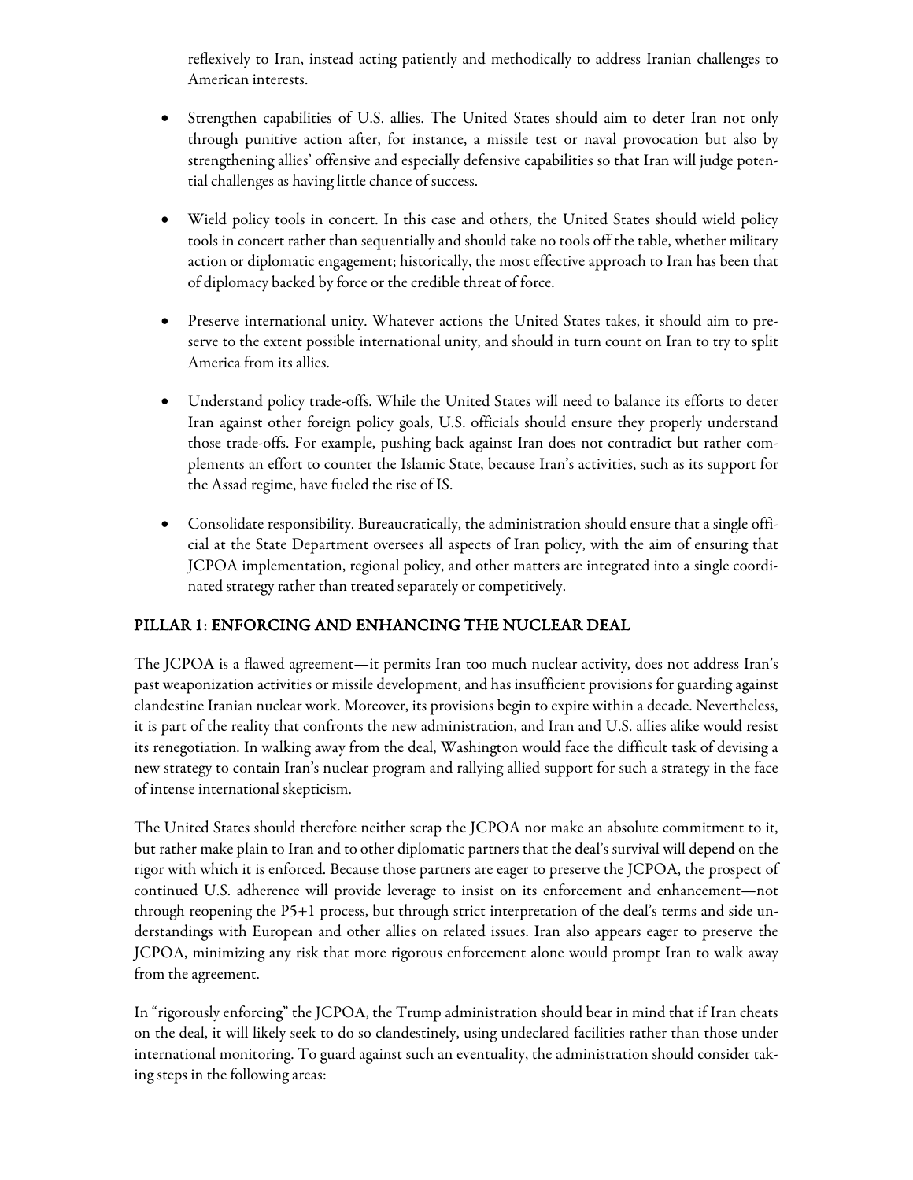reflexively to Iran, instead acting patiently and methodically to address Iranian challenges to American interests.

- Strengthen capabilities of U.S. allies. The United States should aim to deter Iran not only through punitive action after, for instance, a missile test or naval provocation but also by strengthening allies' offensive and especially defensive capabilities so that Iran will judge potential challenges as having little chance of success.

- Wield policy tools in concert. In this case and others, the United States should wield policy tools in concert rather than sequentially and should take no tools off the table, whether military action or diplomatic engagement; historically, the most effective approach to Iran has been that of diplomacy backed by force or the credible threat of force.

- Preserve international unity. Whatever actions the United States takes, it should aim to preserve to the extent possible international unity, and should in turn count on Iran to try to split America from its allies.

- Understand policy trade-offs. While the United States will need to balance its efforts to deter Iran against other foreign policy goals, U.S. officials should ensure they properly understand those trade-offs. For example, pushing back against Iran does not contradict but rather complements an effort to counter the Islamic State, because Iran's activities, such as its support for the Assad regime, have fueled the rise of IS.

- Consolidate responsibility. Bureaucratically, the administration should ensure that a single official at the State Department oversees all aspects of Iran policy, with the aim of ensuring that JCPOA implementation, regional policy, and other matters are integrated into a single coordinated strategy rather than treated separately or competitively.

## PILLAR 1: ENFORCING AND ENHANCING THE NUCLEAR DEAL

The JCPOA is a flawed agreement—it permits Iran too much nuclear activity, does not address Iran's past weaponization activities or missile development, and has insufficient provisions for guarding against clandestine Iranian nuclear work. Moreover, its provisions begin to expire within a decade. Nevertheless, it is part of the reality that confronts the new administration, and Iran and U.S. allies alike would resist its renegotiation. In walking away from the deal, Washington would face the difficult task of devising a new strategy to contain Iran's nuclear program and rallying allied support for such a strategy in the face of intense international skepticism.

The United States should therefore neither scrap the JCPOA nor make an absolute commitment to it, but rather make plain to Iran and to other diplomatic partners that the deal's survival will depend on the rigor with which it is enforced. Because those partners are eager to preserve the JCPOA, the prospect of continued U.S. adherence will provide leverage to insist on its enforcement and enhancement—not through reopening the P5+1 process, but through strict interpretation of the deal's terms and side understandings with European and other allies on related issues. Iran also appears eager to preserve the JCPOA, minimizing any risk that more rigorous enforcement alone would prompt Iran to walk away from the agreement.

In "rigorously enforcing" the JCPOA, the Trump administration should bear in mind that if Iran cheats on the deal, it will likely seek to do so clandestinely, using undeclared facilities rather than those under international monitoring. To guard against such an eventuality, the administration should consider taking steps in the following areas: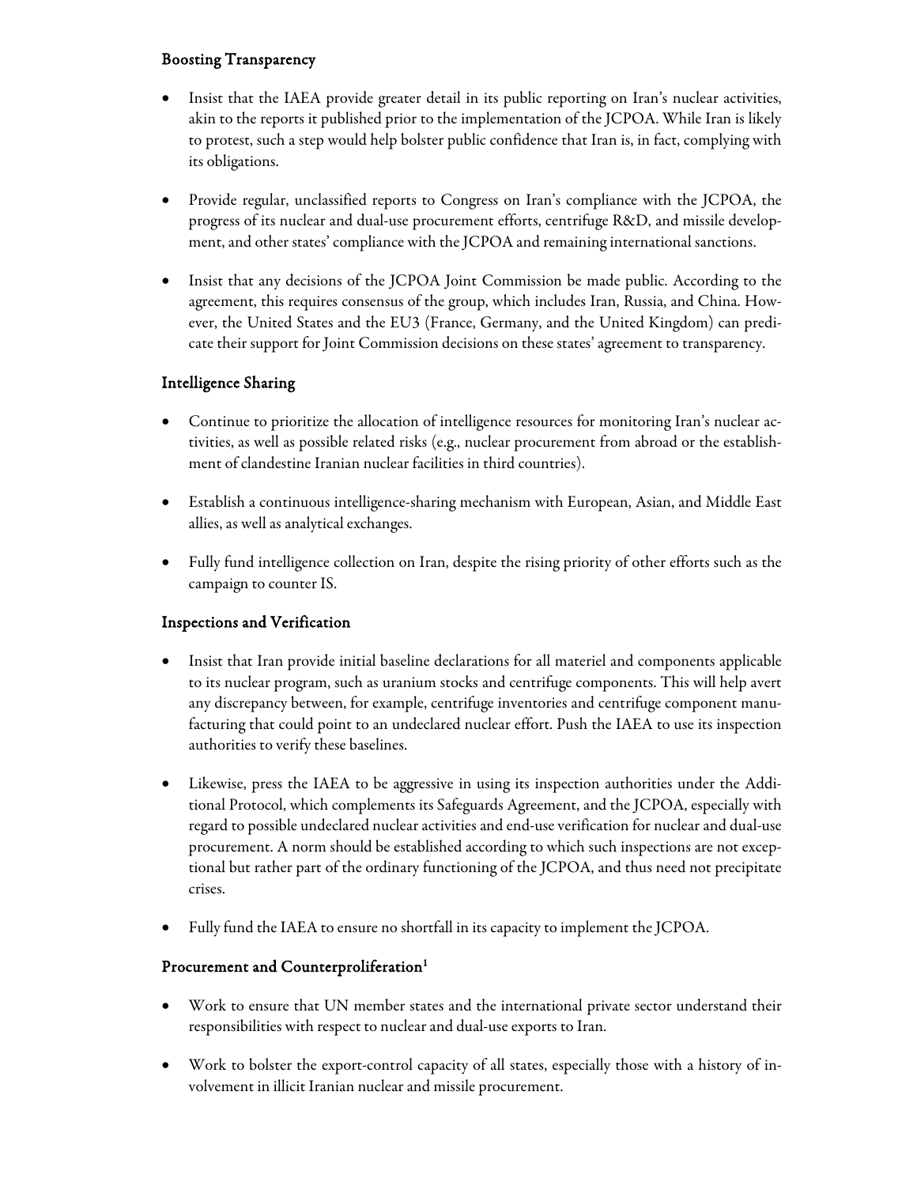### Boosting Transparency

- Insist that the IAEA provide greater detail in its public reporting on Iran's nuclear activities, akin to the reports it published prior to the implementation of the JCPOA. While Iran is likely to protest, such a step would help bolster public confidence that Iran is, in fact, complying with its obligations.

- Provide regular, unclassified reports to Congress on Iran's compliance with the JCPOA, the progress of its nuclear and dual-use procurement efforts, centrifuge R&D, and missile development, and other states' compliance with the JCPOA and remaining international sanctions.

- Insist that any decisions of the JCPOA Joint Commission be made public. According to the agreement, this requires consensus of the group, which includes Iran, Russia, and China. However, the United States and the EU3 (France, Germany, and the United Kingdom) can predicate their support for Joint Commission decisions on these states' agreement to transparency.

### Intelligence Sharing

- Continue to prioritize the allocation of intelligence resources for monitoring Iran's nuclear activities, as well as possible related risks (e.g., nuclear procurement from abroad or the establishment of clandestine Iranian nuclear facilities in third countries).

- Establish a continuous intelligence-sharing mechanism with European, Asian, and Middle East allies, as well as analytical exchanges.

- Fully fund intelligence collection on Iran, despite the rising priority of other efforts such as the campaign to counter IS.

### Inspections and Verification

- Insist that Iran provide initial baseline declarations for all materiel and components applicable to its nuclear program, such as uranium stocks and centrifuge components. This will help avert any discrepancy between, for example, centrifuge inventories and centrifuge component manufacturing that could point to an undeclared nuclear effort. Push the IAEA to use its inspection authorities to verify these baselines.

- Likewise, press the IAEA to be aggressive in using its inspection authorities under the Additional Protocol, which complements its Safeguards Agreement, and the JCPOA, especially with regard to possible undeclared nuclear activities and end-use verification for nuclear and dual-use procurement. A norm should be established according to which such inspections are not exceptional but rather part of the ordinary functioning of the JCPOA, and thus need not precipitate crises.

- Fully fund the IAEA to ensure no shortfall in its capacity to implement the JCPOA.

### Procurement and Counterproliferation[1]

- Work to ensure that UN member states and the international private sector understand their responsibilities with respect to nuclear and dual-use exports to Iran.

- Work to bolster the export-control capacity of all states, especially those with a history of involvement in illicit Iranian nuclear and missile procurement.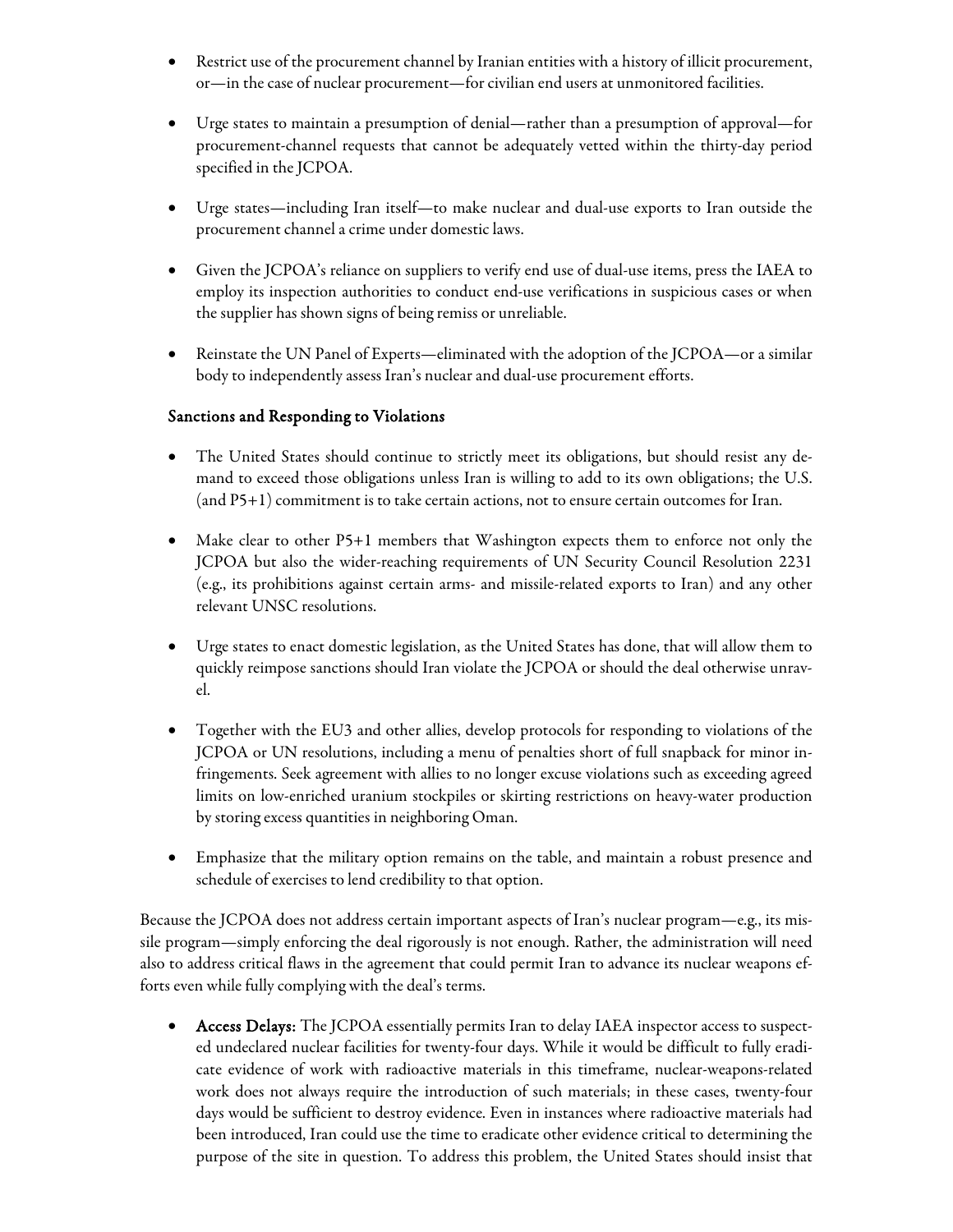- Restrict use of the procurement channel by Iranian entities with a history of illicit procurement, or—in the case of nuclear procurement—for civilian end users at unmonitored facilities.

- Urge states to maintain a presumption of denial—rather than a presumption of approval—for procurement-channel requests that cannot be adequately vetted within the thirty-day period specified in the JCPOA.

- Urge states—including Iran itself—to make nuclear and dual-use exports to Iran outside the procurement channel a crime under domestic laws.

- Given the JCPOA's reliance on suppliers to verify end use of dual-use items, press the IAEA to employ its inspection authorities to conduct end-use verifications in suspicious cases or when the supplier has shown signs of being remiss or unreliable.

- Reinstate the UN Panel of Experts—eliminated with the adoption of the JCPOA—or a similar body to independently assess Iran's nuclear and dual-use procurement efforts.

### Sanctions and Responding to Violations

- The United States should continue to strictly meet its obligations, but should resist any demand to exceed those obligations unless Iran is willing to add to its own obligations; the U.S. (and P5+1) commitment is to take certain actions, not to ensure certain outcomes for Iran.

- Make clear to other P5+1 members that Washington expects them to enforce not only the JCPOA but also the wider-reaching requirements of UN Security Council Resolution 2231 (e.g., its prohibitions against certain arms- and missile-related exports to Iran) and any other relevant UNSC resolutions.

- Urge states to enact domestic legislation, as the United States has done, that will allow them to quickly reimpose sanctions should Iran violate the JCPOA or should the deal otherwise unravel.

- Together with the EU3 and other allies, develop protocols for responding to violations of the JCPOA or UN resolutions, including a menu of penalties short of full snapback for minor infringements. Seek agreement with allies to no longer excuse violations such as exceeding agreed limits on low-enriched uranium stockpiles or skirting restrictions on heavy-water production by storing excess quantities in neighboring Oman.

- Emphasize that the military option remains on the table, and maintain a robust presence and schedule of exercises to lend credibility to that option.

Because the JCPOA does not address certain important aspects of Iran's nuclear program—e.g., its missile program—simply enforcing the deal rigorously is not enough. Rather, the administration will need also to address critical flaws in the agreement that could permit Iran to advance its nuclear weapons efforts even while fully complying with the deal's terms.

- **Access Delays:** The JCPOA essentially permits Iran to delay IAEA inspector access to suspected undeclared nuclear facilities for twenty-four days. While it would be difficult to fully eradicate evidence of work with radioactive materials in this timeframe, nuclear-weapons-related work does not always require the introduction of such materials; in these cases, twenty-four days would be sufficient to destroy evidence. Even in instances where radioactive materials had been introduced, Iran could use the time to eradicate other evidence critical to determining the purpose of the site in question. To address this problem, the United States should insist that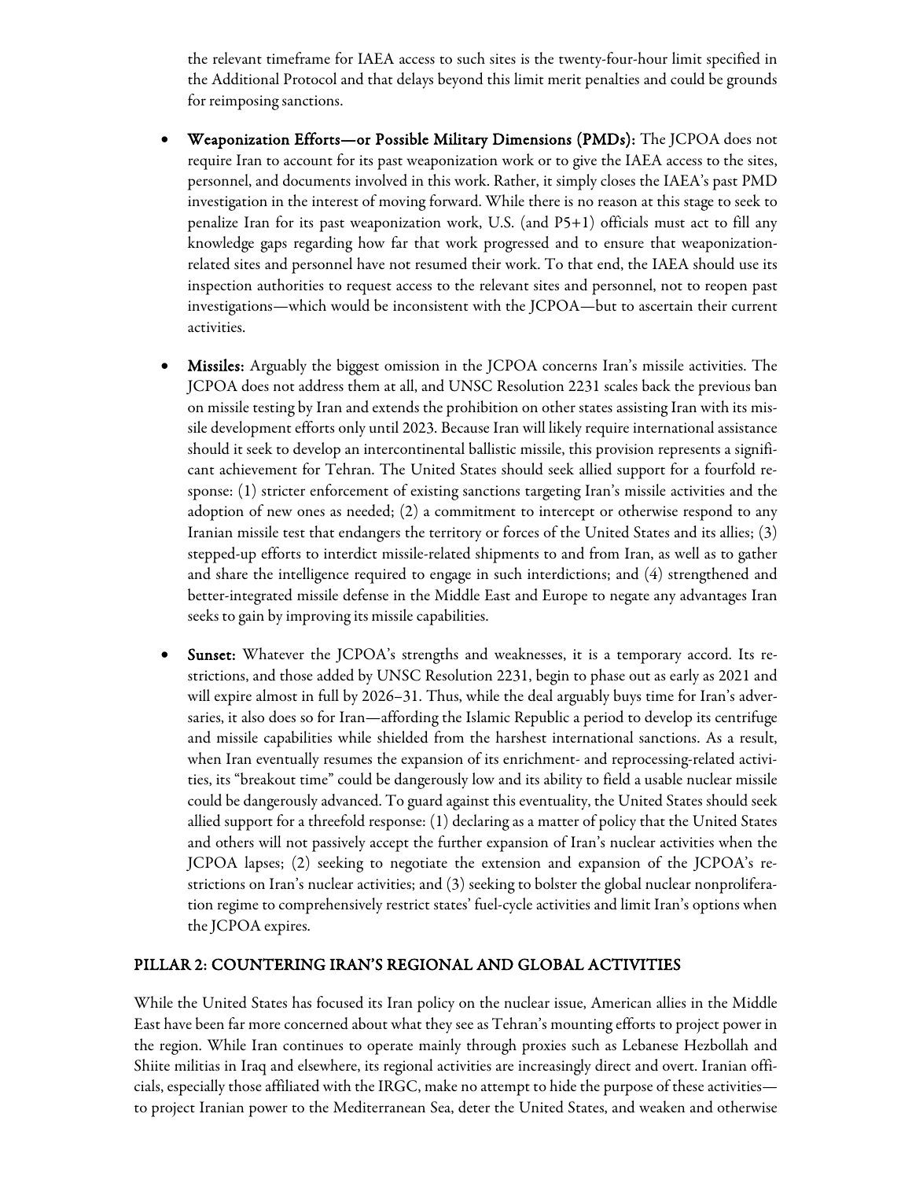the relevant timeframe for IAEA access to such sites is the twenty-four-hour limit specified in the Additional Protocol and that delays beyond this limit merit penalties and could be grounds for reimposing sanctions.

- **Weaponization Efforts—or Possible Military Dimensions (PMDs):** The JCPOA does not require Iran to account for its past weaponization work or to give the IAEA access to the sites, personnel, and documents involved in this work. Rather, it simply closes the IAEA's past PMD investigation in the interest of moving forward. While there is no reason at this stage to seek to penalize Iran for its past weaponization work, U.S. (and P5+1) officials must act to fill any knowledge gaps regarding how far that work progressed and to ensure that weaponization-related sites and personnel have not resumed their work. To that end, the IAEA should use its inspection authorities to request access to the relevant sites and personnel, not to reopen past investigations—which would be inconsistent with the JCPOA—but to ascertain their current activities.

- **Missiles:** Arguably the biggest omission in the JCPOA concerns Iran's missile activities. The JCPOA does not address them at all, and UNSC Resolution 2231 scales back the previous ban on missile testing by Iran and extends the prohibition on other states assisting Iran with its missile development efforts only until 2023. Because Iran will likely require international assistance should it seek to develop an intercontinental ballistic missile, this provision represents a significant achievement for Tehran. The United States should seek allied support for a fourfold response: (1) stricter enforcement of existing sanctions targeting Iran's missile activities and the adoption of new ones as needed; (2) a commitment to intercept or otherwise respond to any Iranian missile test that endangers the territory or forces of the United States and its allies; (3) stepped-up efforts to interdict missile-related shipments to and from Iran, as well as to gather and share the intelligence required to engage in such interdictions; and (4) strengthened and better-integrated missile defense in the Middle East and Europe to negate any advantages Iran seeks to gain by improving its missile capabilities.

- **Sunset:** Whatever the JCPOA's strengths and weaknesses, it is a temporary accord. Its restrictions, and those added by UNSC Resolution 2231, begin to phase out as early as 2021 and will expire almost in full by 2026–31. Thus, while the deal arguably buys time for Iran's adversaries, it also does so for Iran—affording the Islamic Republic a period to develop its centrifuge and missile capabilities while shielded from the harshest international sanctions. As a result, when Iran eventually resumes the expansion of its enrichment- and reprocessing-related activities, its "breakout time" could be dangerously low and its ability to field a usable nuclear missile could be dangerously advanced. To guard against this eventuality, the United States should seek allied support for a threefold response: (1) declaring as a matter of policy that the United States and others will not passively accept the further expansion of Iran's nuclear activities when the JCPOA lapses; (2) seeking to negotiate the extension and expansion of the JCPOA's restrictions on Iran's nuclear activities; and (3) seeking to bolster the global nuclear nonproliferation regime to comprehensively restrict states' fuel-cycle activities and limit Iran's options when the JCPOA expires.

## PILLAR 2: COUNTERING IRAN'S REGIONAL AND GLOBAL ACTIVITIES

While the United States has focused its Iran policy on the nuclear issue, American allies in the Middle East have been far more concerned about what they see as Tehran's mounting efforts to project power in the region. While Iran continues to operate mainly through proxies such as Lebanese Hezbollah and Shiite militias in Iraq and elsewhere, its regional activities are increasingly direct and overt. Iranian officials, especially those affiliated with the IRGC, make no attempt to hide the purpose of these activities—to project Iranian power to the Mediterranean Sea, deter the United States, and weaken and otherwise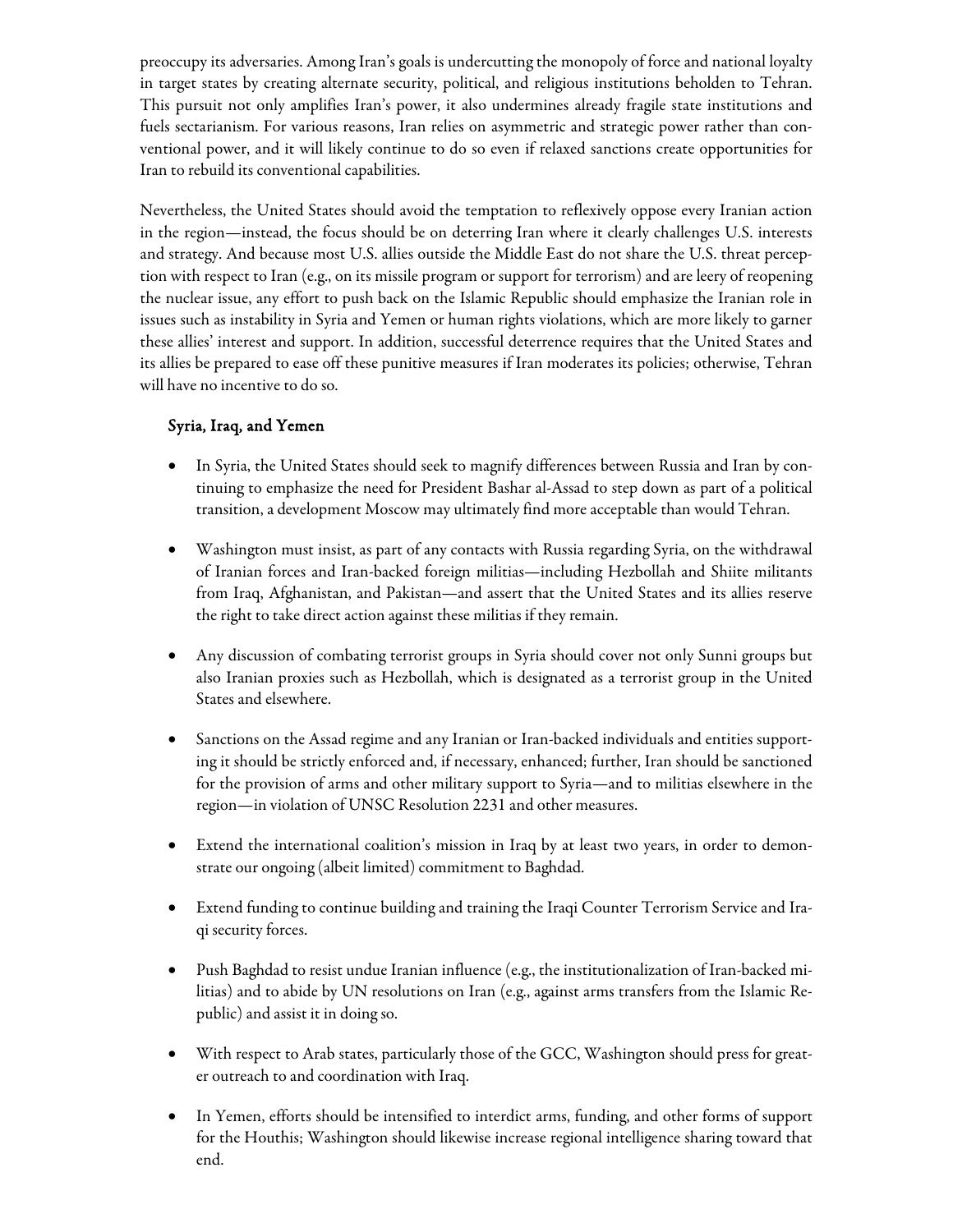preoccupy its adversaries. Among Iran's goals is undercutting the monopoly of force and national loyalty in target states by creating alternate security, political, and religious institutions beholden to Tehran. This pursuit not only amplifies Iran's power, it also undermines already fragile state institutions and fuels sectarianism. For various reasons, Iran relies on asymmetric and strategic power rather than conventional power, and it will likely continue to do so even if relaxed sanctions create opportunities for Iran to rebuild its conventional capabilities.

Nevertheless, the United States should avoid the temptation to reflexively oppose every Iranian action in the region—instead, the focus should be on deterring Iran where it clearly challenges U.S. interests and strategy. And because most U.S. allies outside the Middle East do not share the U.S. threat perception with respect to Iran (e.g., on its missile program or support for terrorism) and are leery of reopening the nuclear issue, any effort to push back on the Islamic Republic should emphasize the Iranian role in issues such as instability in Syria and Yemen or human rights violations, which are more likely to garner these allies' interest and support. In addition, successful deterrence requires that the United States and its allies be prepared to ease off these punitive measures if Iran moderates its policies; otherwise, Tehran will have no incentive to do so.

### Syria, Iraq, and Yemen

- In Syria, the United States should seek to magnify differences between Russia and Iran by continuing to emphasize the need for President Bashar al-Assad to step down as part of a political transition, a development Moscow may ultimately find more acceptable than would Tehran.
- Washington must insist, as part of any contacts with Russia regarding Syria, on the withdrawal of Iranian forces and Iran-backed foreign militias—including Hezbollah and Shiite militants from Iraq, Afghanistan, and Pakistan—and assert that the United States and its allies reserve the right to take direct action against these militias if they remain.
- Any discussion of combating terrorist groups in Syria should cover not only Sunni groups but also Iranian proxies such as Hezbollah, which is designated as a terrorist group in the United States and elsewhere.
- Sanctions on the Assad regime and any Iranian or Iran-backed individuals and entities supporting it should be strictly enforced and, if necessary, enhanced; further, Iran should be sanctioned for the provision of arms and other military support to Syria—and to militias elsewhere in the region—in violation of UNSC Resolution 2231 and other measures.
- Extend the international coalition's mission in Iraq by at least two years, in order to demonstrate our ongoing (albeit limited) commitment to Baghdad.
- Extend funding to continue building and training the Iraqi Counter Terrorism Service and Iraqi security forces.
- Push Baghdad to resist undue Iranian influence (e.g., the institutionalization of Iran-backed militias) and to abide by UN resolutions on Iran (e.g., against arms transfers from the Islamic Republic) and assist it in doing so.
- With respect to Arab states, particularly those of the GCC, Washington should press for greater outreach to and coordination with Iraq.
- In Yemen, efforts should be intensified to interdict arms, funding, and other forms of support for the Houthis; Washington should likewise increase regional intelligence sharing toward that end.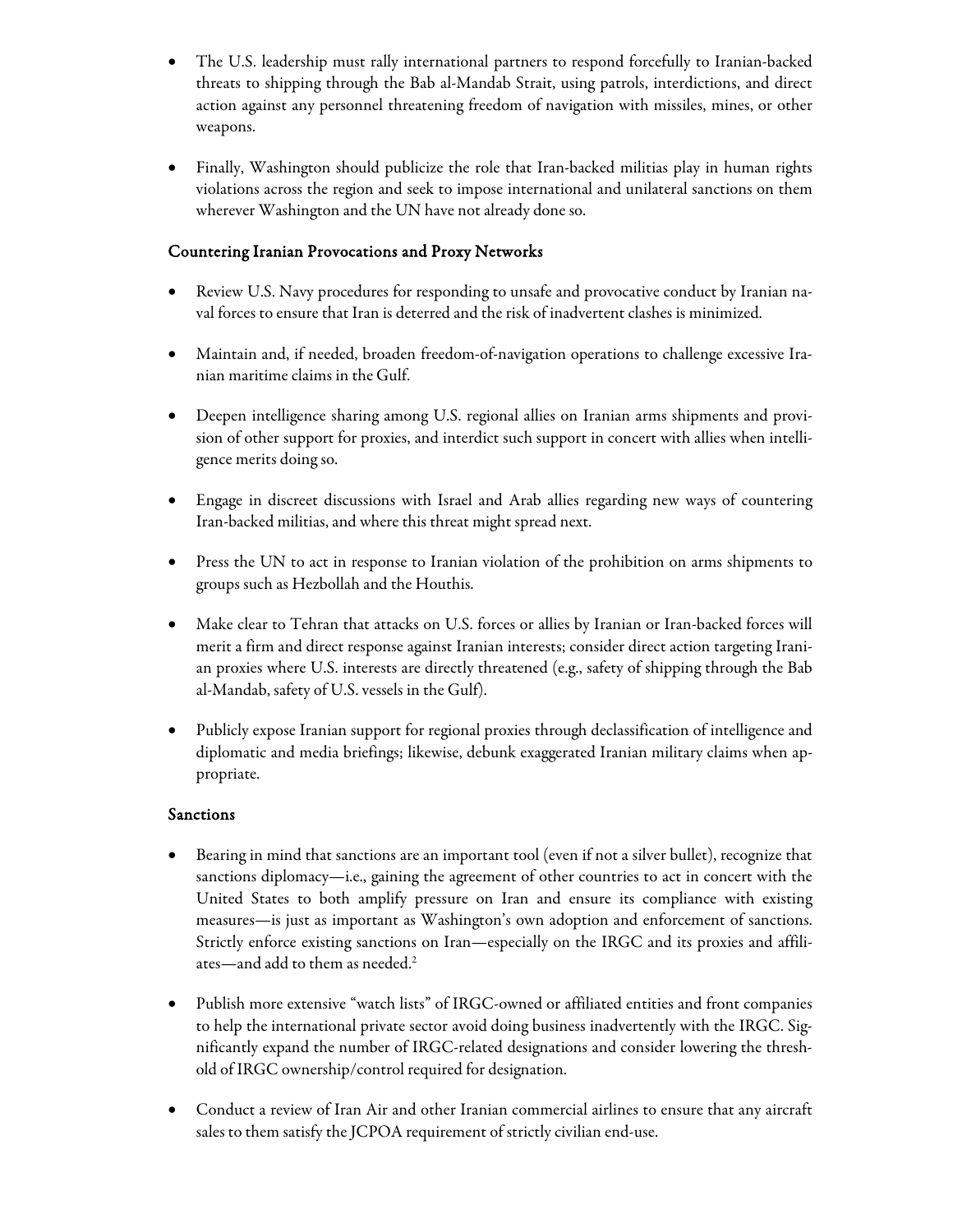- The U.S. leadership must rally international partners to respond forcefully to Iranian-backed threats to shipping through the Bab al-Mandab Strait, using patrols, interdictions, and direct action against any personnel threatening freedom of navigation with missiles, mines, or other weapons.

- Finally, Washington should publicize the role that Iran-backed militias play in human rights violations across the region and seek to impose international and unilateral sanctions on them wherever Washington and the UN have not already done so.

### Countering Iranian Provocations and Proxy Networks

- Review U.S. Navy procedures for responding to unsafe and provocative conduct by Iranian naval forces to ensure that Iran is deterred and the risk of inadvertent clashes is minimized.

- Maintain and, if needed, broaden freedom-of-navigation operations to challenge excessive Iranian maritime claims in the Gulf.

- Deepen intelligence sharing among U.S. regional allies on Iranian arms shipments and provision of other support for proxies, and interdict such support in concert with allies when intelligence merits doing so.

- Engage in discreet discussions with Israel and Arab allies regarding new ways of countering Iran-backed militias, and where this threat might spread next.

- Press the UN to act in response to Iranian violation of the prohibition on arms shipments to groups such as Hezbollah and the Houthis.

- Make clear to Tehran that attacks on U.S. forces or allies by Iranian or Iran-backed forces will merit a firm and direct response against Iranian interests; consider direct action targeting Iranian proxies where U.S. interests are directly threatened (e.g., safety of shipping through the Bab al-Mandab, safety of U.S. vessels in the Gulf).

- Publicly expose Iranian support for regional proxies through declassification of intelligence and diplomatic and media briefings; likewise, debunk exaggerated Iranian military claims when appropriate.

### Sanctions

- Bearing in mind that sanctions are an important tool (even if not a silver bullet), recognize that sanctions diplomacy—i.e., gaining the agreement of other countries to act in concert with the United States to both amplify pressure on Iran and ensure its compliance with existing measures—is just as important as Washington's own adoption and enforcement of sanctions. Strictly enforce existing sanctions on Iran—especially on the IRGC and its proxies and affiliates—and add to them as needed.[2]

- Publish more extensive "watch lists" of IRGC-owned or affiliated entities and front companies to help the international private sector avoid doing business inadvertently with the IRGC. Significantly expand the number of IRGC-related designations and consider lowering the threshold of IRGC ownership/control required for designation.

- Conduct a review of Iran Air and other Iranian commercial airlines to ensure that any aircraft sales to them satisfy the JCPOA requirement of strictly civilian end-use.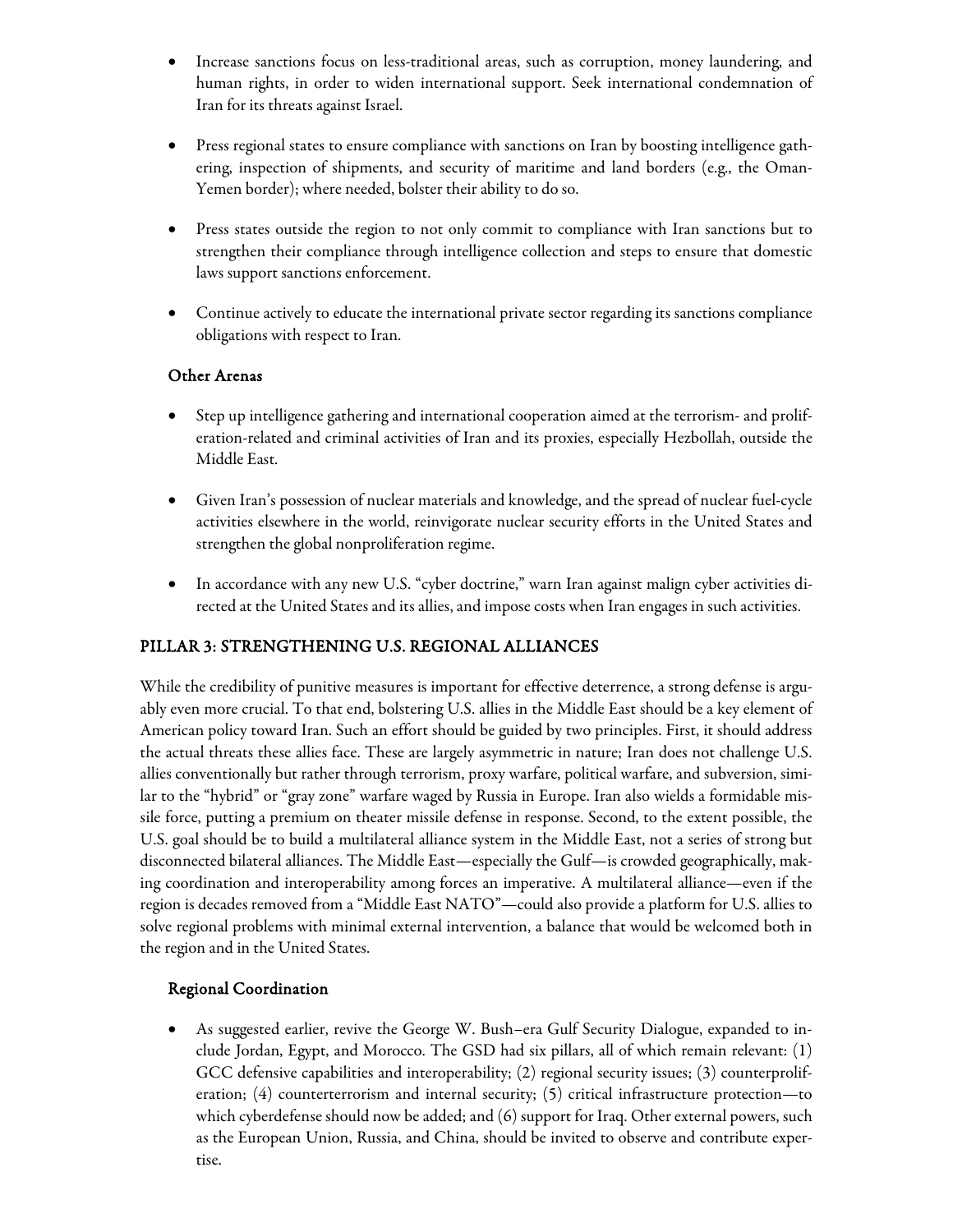- Increase sanctions focus on less-traditional areas, such as corruption, money laundering, and human rights, in order to widen international support. Seek international condemnation of Iran for its threats against Israel.

- Press regional states to ensure compliance with sanctions on Iran by boosting intelligence gathering, inspection of shipments, and security of maritime and land borders (e.g., the Oman-Yemen border); where needed, bolster their ability to do so.

- Press states outside the region to not only commit to compliance with Iran sanctions but to strengthen their compliance through intelligence collection and steps to ensure that domestic laws support sanctions enforcement.

- Continue actively to educate the international private sector regarding its sanctions compliance obligations with respect to Iran.

### Other Arenas

- Step up intelligence gathering and international cooperation aimed at the terrorism- and proliferation-related and criminal activities of Iran and its proxies, especially Hezbollah, outside the Middle East.

- Given Iran's possession of nuclear materials and knowledge, and the spread of nuclear fuel-cycle activities elsewhere in the world, reinvigorate nuclear security efforts in the United States and strengthen the global nonproliferation regime.

- In accordance with any new U.S. "cyber doctrine," warn Iran against malign cyber activities directed at the United States and its allies, and impose costs when Iran engages in such activities.

## PILLAR 3: STRENGTHENING U.S. REGIONAL ALLIANCES

While the credibility of punitive measures is important for effective deterrence, a strong defense is arguably even more crucial. To that end, bolstering U.S. allies in the Middle East should be a key element of American policy toward Iran. Such an effort should be guided by two principles. First, it should address the actual threats these allies face. These are largely asymmetric in nature; Iran does not challenge U.S. allies conventionally but rather through terrorism, proxy warfare, political warfare, and subversion, similar to the "hybrid" or "gray zone" warfare waged by Russia in Europe. Iran also wields a formidable missile force, putting a premium on theater missile defense in response. Second, to the extent possible, the U.S. goal should be to build a multilateral alliance system in the Middle East, not a series of strong but disconnected bilateral alliances. The Middle East—especially the Gulf—is crowded geographically, making coordination and interoperability among forces an imperative. A multilateral alliance—even if the region is decades removed from a "Middle East NATO"—could also provide a platform for U.S. allies to solve regional problems with minimal external intervention, a balance that would be welcomed both in the region and in the United States.

### Regional Coordination

- As suggested earlier, revive the George W. Bush–era Gulf Security Dialogue, expanded to include Jordan, Egypt, and Morocco. The GSD had six pillars, all of which remain relevant: (1) GCC defensive capabilities and interoperability; (2) regional security issues; (3) counterproliferation; (4) counterterrorism and internal security; (5) critical infrastructure protection—to which cyberdefense should now be added; and (6) support for Iraq. Other external powers, such as the European Union, Russia, and China, should be invited to observe and contribute expertise.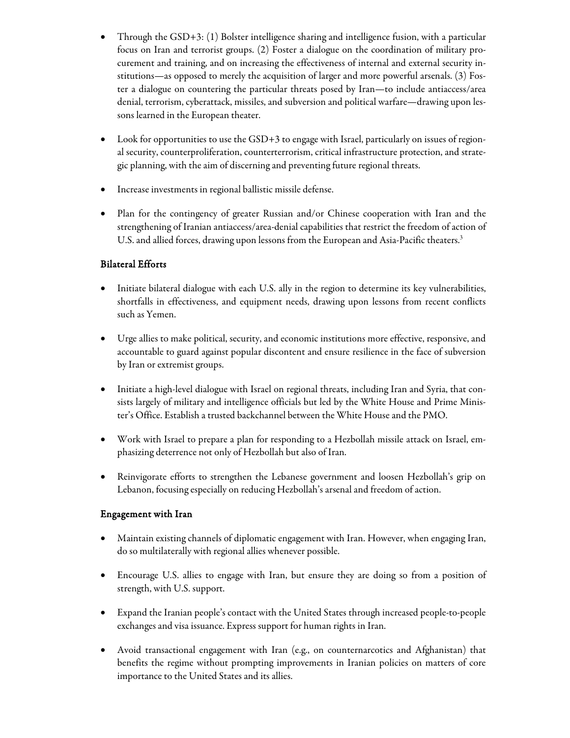- Through the GSD+3: (1) Bolster intelligence sharing and intelligence fusion, with a particular focus on Iran and terrorist groups. (2) Foster a dialogue on the coordination of military procurement and training, and on increasing the effectiveness of internal and external security institutions—as opposed to merely the acquisition of larger and more powerful arsenals. (3) Foster a dialogue on countering the particular threats posed by Iran—to include antiaccess/area denial, terrorism, cyberattack, missiles, and subversion and political warfare—drawing upon lessons learned in the European theater.

- Look for opportunities to use the GSD+3 to engage with Israel, particularly on issues of regional security, counterproliferation, counterterrorism, critical infrastructure protection, and strategic planning, with the aim of discerning and preventing future regional threats.

- Increase investments in regional ballistic missile defense.

- Plan for the contingency of greater Russian and/or Chinese cooperation with Iran and the strengthening of Iranian antiaccess/area-denial capabilities that restrict the freedom of action of U.S. and allied forces, drawing upon lessons from the European and Asia-Pacific theaters.[3]

### Bilateral Efforts

- Initiate bilateral dialogue with each U.S. ally in the region to determine its key vulnerabilities, shortfalls in effectiveness, and equipment needs, drawing upon lessons from recent conflicts such as Yemen.

- Urge allies to make political, security, and economic institutions more effective, responsive, and accountable to guard against popular discontent and ensure resilience in the face of subversion by Iran or extremist groups.

- Initiate a high-level dialogue with Israel on regional threats, including Iran and Syria, that consists largely of military and intelligence officials but led by the White House and Prime Minister's Office. Establish a trusted backchannel between the White House and the PMO.

- Work with Israel to prepare a plan for responding to a Hezbollah missile attack on Israel, emphasizing deterrence not only of Hezbollah but also of Iran.

- Reinvigorate efforts to strengthen the Lebanese government and loosen Hezbollah's grip on Lebanon, focusing especially on reducing Hezbollah's arsenal and freedom of action.

### Engagement with Iran

- Maintain existing channels of diplomatic engagement with Iran. However, when engaging Iran, do so multilaterally with regional allies whenever possible.

- Encourage U.S. allies to engage with Iran, but ensure they are doing so from a position of strength, with U.S. support.

- Expand the Iranian people's contact with the United States through increased people-to-people exchanges and visa issuance. Express support for human rights in Iran.

- Avoid transactional engagement with Iran (e.g., on counternarcotics and Afghanistan) that benefits the regime without prompting improvements in Iranian policies on matters of core importance to the United States and its allies.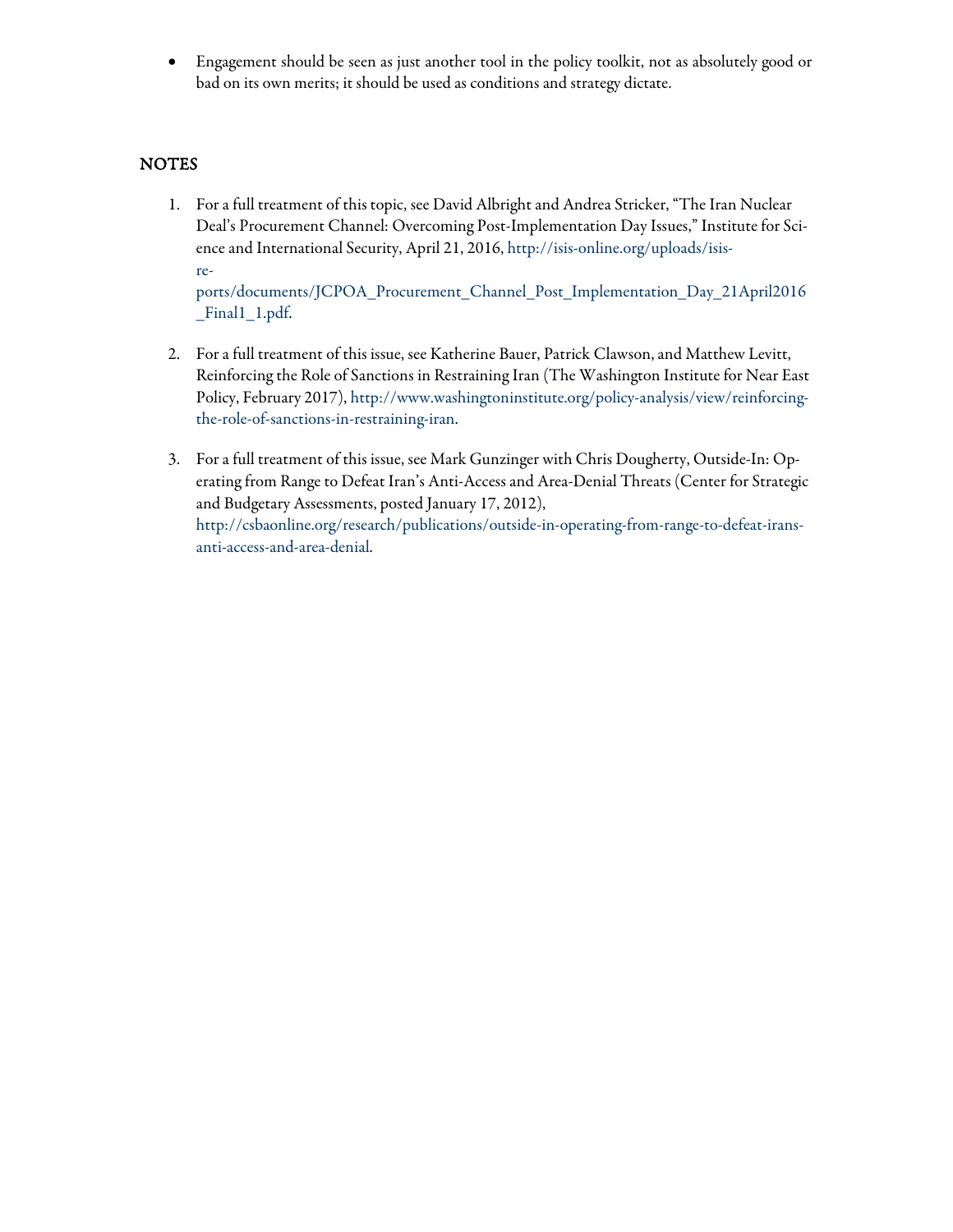- Engagement should be seen as just another tool in the policy toolkit, not as absolutely good or bad on its own merits; it should be used as conditions and strategy dictate.

## NOTES

1. For a full treatment of this topic, see David Albright and Andrea Stricker, "The Iran Nuclear Deal's Procurement Channel: Overcoming Post-Implementation Day Issues," Institute for Science and International Security, April 21, 2016, http://isis-online.org/uploads/isis-reports/documents/JCPOA_Procurement_Channel_Post_Implementation_Day_21April2016_Final1_1.pdf.

2. For a full treatment of this issue, see Katherine Bauer, Patrick Clawson, and Matthew Levitt, Reinforcing the Role of Sanctions in Restraining Iran (The Washington Institute for Near East Policy, February 2017), http://www.washingtoninstitute.org/policy-analysis/view/reinforcing-the-role-of-sanctions-in-restraining-iran.

3. For a full treatment of this issue, see Mark Gunzinger with Chris Dougherty, Outside-In: Operating from Range to Defeat Iran's Anti-Access and Area-Denial Threats (Center for Strategic and Budgetary Assessments, posted January 17, 2012), http://csbaonline.org/research/publications/outside-in-operating-from-range-to-defeat-irans-anti-access-and-area-denial.